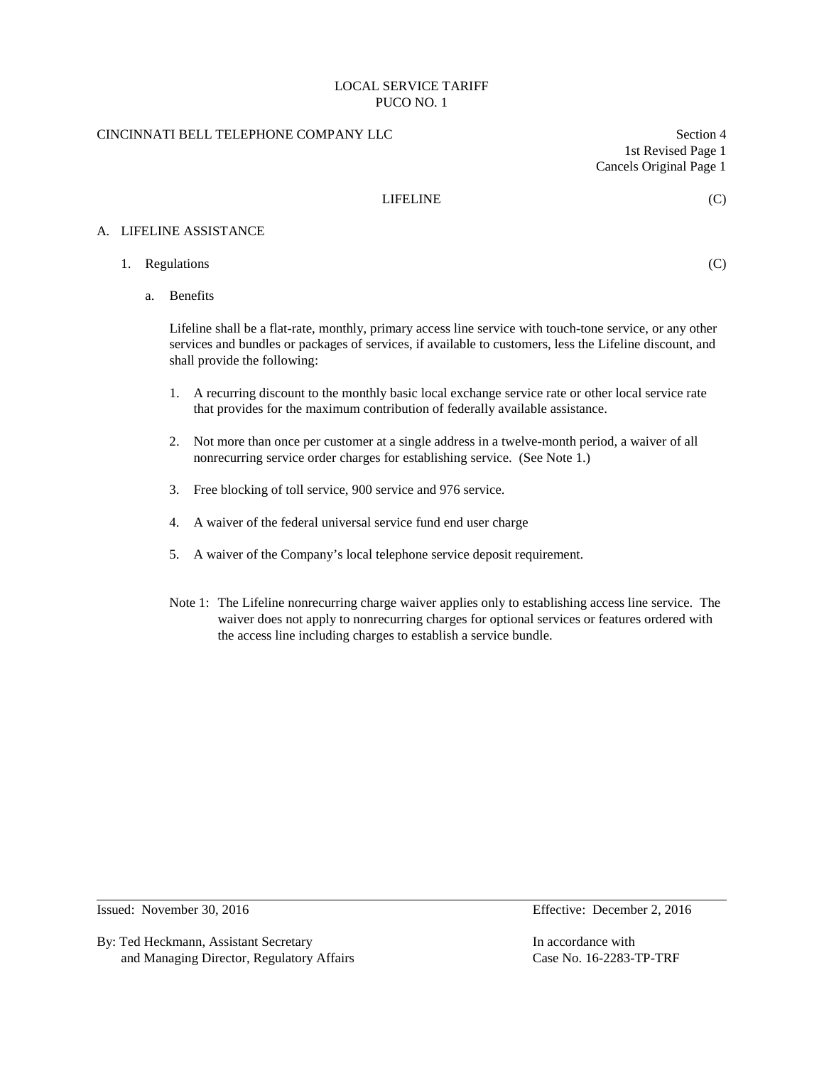LOCAL SERVICE TARIFF
PUCO NO. 1

CINCINNATI BELL TELEPHONE COMPANY LLC

Section 4
1st Revised Page 1
Cancels Original Page 1

## LIFELINE (C)

### A. LIFELINE ASSISTANCE

1. Regulations (C)

   a. Benefits

   Lifeline shall be a flat-rate, monthly, primary access line service with touch-tone service, or any other services and bundles or packages of services, if available to customers, less the Lifeline discount, and shall provide the following:

   1. A recurring discount to the monthly basic local exchange service rate or other local service rate that provides for the maximum contribution of federally available assistance.
   2. Not more than once per customer at a single address in a twelve-month period, a waiver of all nonrecurring service order charges for establishing service. (See Note 1.)
   3. Free blocking of toll service, 900 service and 976 service.
   4. A waiver of the federal universal service fund end user charge
   5. A waiver of the Company's local telephone service deposit requirement.

   Note 1: The Lifeline nonrecurring charge waiver applies only to establishing access line service. The waiver does not apply to nonrecurring charges for optional services or features ordered with the access line including charges to establish a service bundle.

Issued: November 30, 2016

Effective: December 2, 2016

By: Ted Heckmann, Assistant Secretary
and Managing Director, Regulatory Affairs

In accordance with
Case No. 16-2283-TP-TRF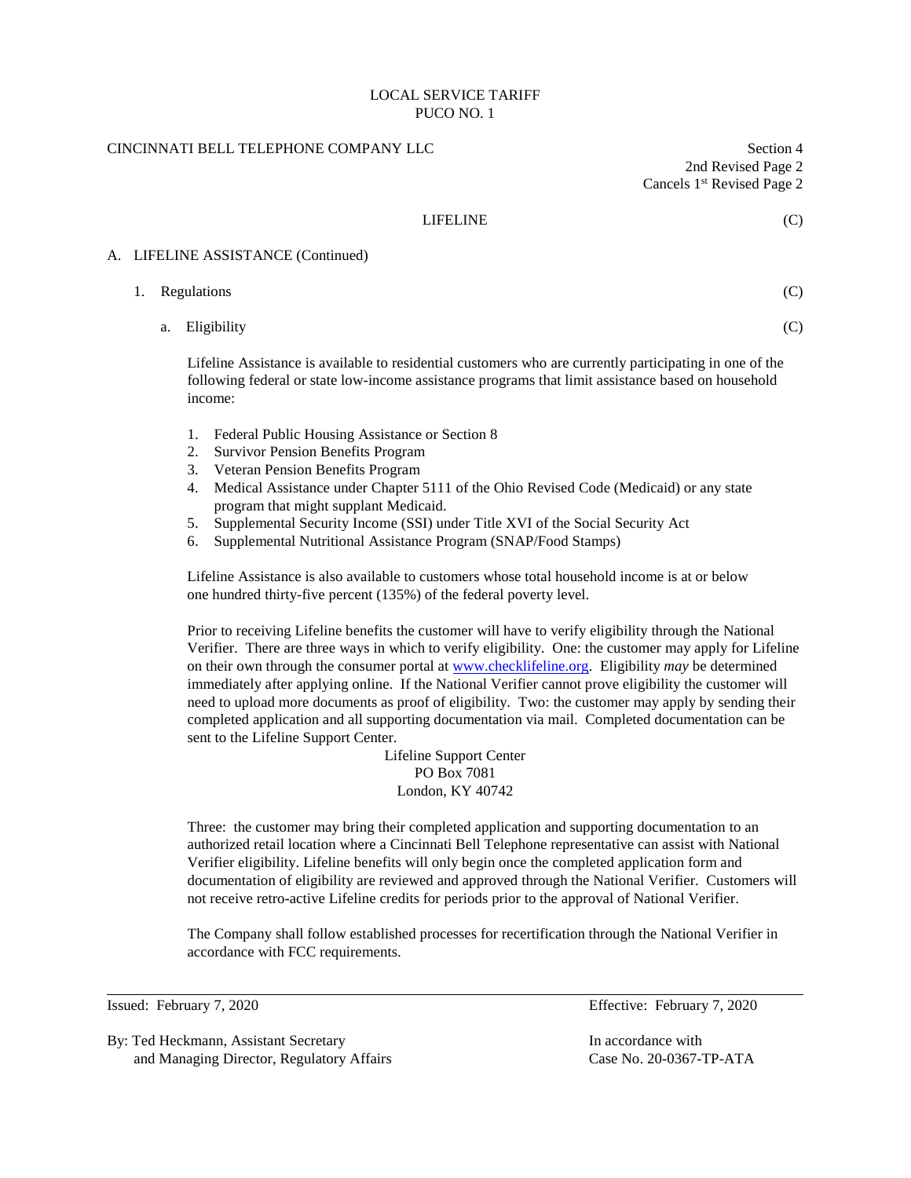LOCAL SERVICE TARIFF
PUCO NO. 1

CINCINNATI BELL TELEPHONE COMPANY LLC

Section 4
2nd Revised Page 2
Cancels 1st Revised Page 2

## LIFELINE (C)

### A. LIFELINE ASSISTANCE (Continued)

#### 1. Regulations (C)

##### a. Eligibility (C)

Lifeline Assistance is available to residential customers who are currently participating in one of the following federal or state low-income assistance programs that limit assistance based on household income:

1. Federal Public Housing Assistance or Section 8
2. Survivor Pension Benefits Program
3. Veteran Pension Benefits Program
4. Medical Assistance under Chapter 5111 of the Ohio Revised Code (Medicaid) or any state program that might supplant Medicaid.
5. Supplemental Security Income (SSI) under Title XVI of the Social Security Act
6. Supplemental Nutritional Assistance Program (SNAP/Food Stamps)

Lifeline Assistance is also available to customers whose total household income is at or below one hundred thirty-five percent (135%) of the federal poverty level.

Prior to receiving Lifeline benefits the customer will have to verify eligibility through the National Verifier. There are three ways in which to verify eligibility. One: the customer may apply for Lifeline on their own through the consumer portal at www.checklifeline.org. Eligibility *may* be determined immediately after applying online. If the National Verifier cannot prove eligibility the customer will need to upload more documents as proof of eligibility. Two: the customer may apply by sending their completed application and all supporting documentation via mail. Completed documentation can be sent to the Lifeline Support Center.

Lifeline Support Center
PO Box 7081
London, KY 40742

Three: the customer may bring their completed application and supporting documentation to an authorized retail location where a Cincinnati Bell Telephone representative can assist with National Verifier eligibility. Lifeline benefits will only begin once the completed application form and documentation of eligibility are reviewed and approved through the National Verifier. Customers will not receive retro-active Lifeline credits for periods prior to the approval of National Verifier.

The Company shall follow established processes for recertification through the National Verifier in accordance with FCC requirements.

Issued: February 7, 2020

Effective: February 7, 2020

By: Ted Heckmann, Assistant Secretary
and Managing Director, Regulatory Affairs

In accordance with
Case No. 20-0367-TP-ATA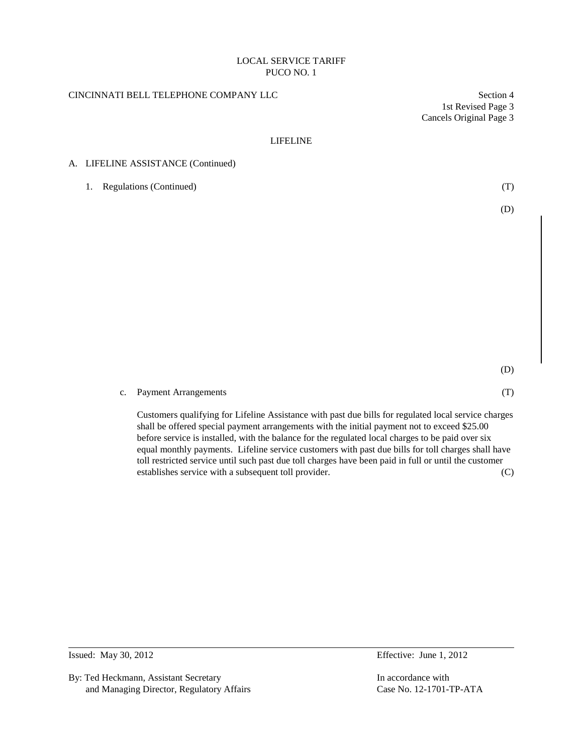LOCAL SERVICE TARIFF
PUCO NO. 1

CINCINNATI BELL TELEPHONE COMPANY LLC

Section 4
1st Revised Page 3
Cancels Original Page 3

## LIFELINE

A. LIFELINE ASSISTANCE (Continued)

1. Regulations (Continued) (T)

(D)

(D)

c. Payment Arrangements (T)

Customers qualifying for Lifeline Assistance with past due bills for regulated local service charges shall be offered special payment arrangements with the initial payment not to exceed $25.00 before service is installed, with the balance for the regulated local charges to be paid over six equal monthly payments. Lifeline service customers with past due bills for toll charges shall have toll restricted service until such past due toll charges have been paid in full or until the customer establishes service with a subsequent toll provider. (C)

Issued: May 30, 2012

Effective: June 1, 2012

By: Ted Heckmann, Assistant Secretary
and Managing Director, Regulatory Affairs

In accordance with
Case No. 12-1701-TP-ATA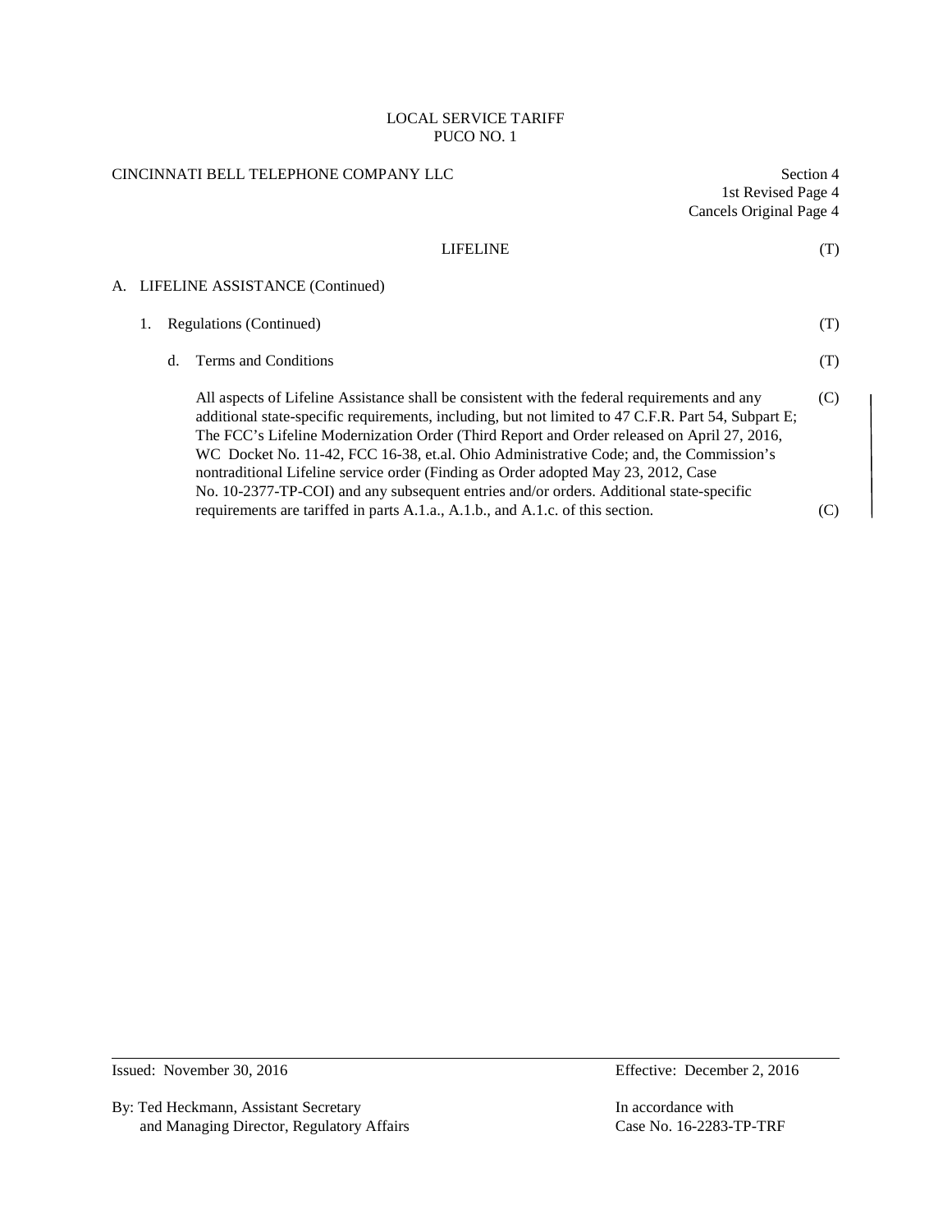LOCAL SERVICE TARIFF
PUCO NO. 1

CINCINNATI BELL TELEPHONE COMPANY LLC

Section 4
1st Revised Page 4
Cancels Original Page 4

## LIFELINE (T)

### A. LIFELINE ASSISTANCE (Continued)

1. Regulations (Continued) (T)

   d. Terms and Conditions (T)

   All aspects of Lifeline Assistance shall be consistent with the federal requirements and any additional state-specific requirements, including, but not limited to 47 C.F.R. Part 54, Subpart E; The FCC's Lifeline Modernization Order (Third Report and Order released on April 27, 2016, WC Docket No. 11-42, FCC 16-38, et.al. Ohio Administrative Code; and, the Commission's nontraditional Lifeline service order (Finding as Order adopted May 23, 2012, Case No. 10-2377-TP-COI) and any subsequent entries and/or orders. Additional state-specific requirements are tariffed in parts A.1.a., A.1.b., and A.1.c. of this section. (C)

Issued: November 30, 2016 | Effective: December 2, 2016

By: Ted Heckmann, Assistant Secretary and Managing Director, Regulatory Affairs

In accordance with Case No. 16-2283-TP-TRF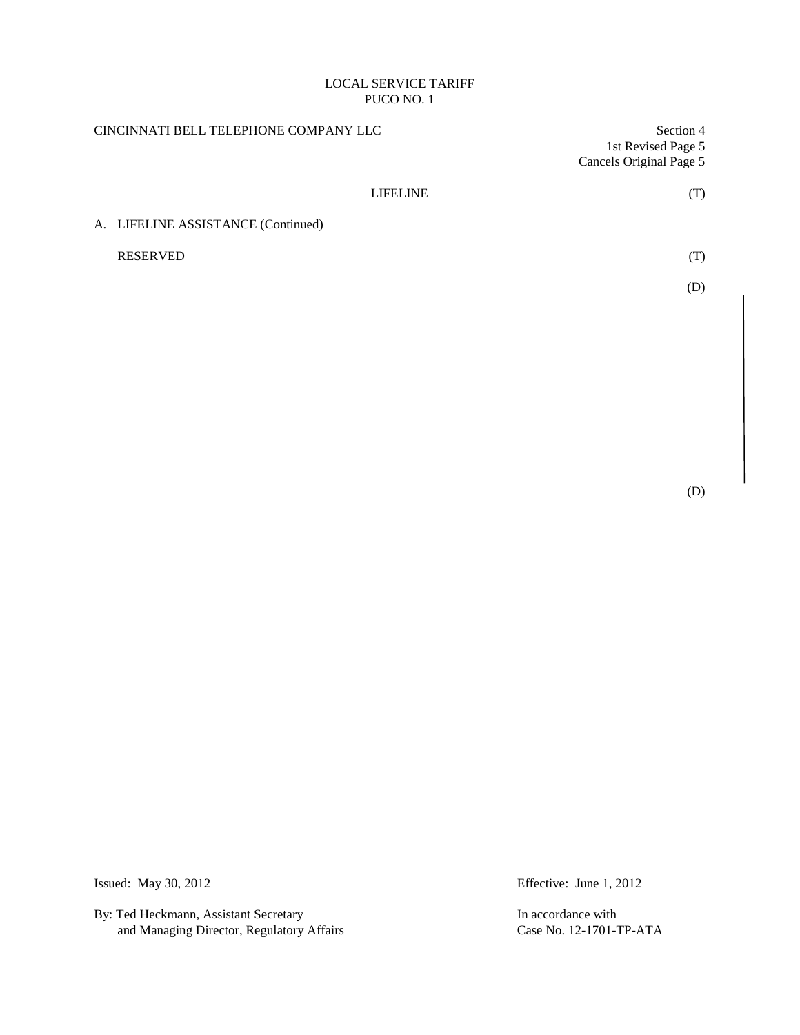LOCAL SERVICE TARIFF
PUCO NO. 1

CINCINNATI BELL TELEPHONE COMPANY LLC

Section 4
1st Revised Page 5
Cancels Original Page 5

LIFELINE (T)

A. LIFELINE ASSISTANCE (Continued)

RESERVED (T)

(D)

(D)

Issued: May 30, 2012

Effective: June 1, 2012

By: Ted Heckmann, Assistant Secretary
and Managing Director, Regulatory Affairs

In accordance with
Case No. 12-1701-TP-ATA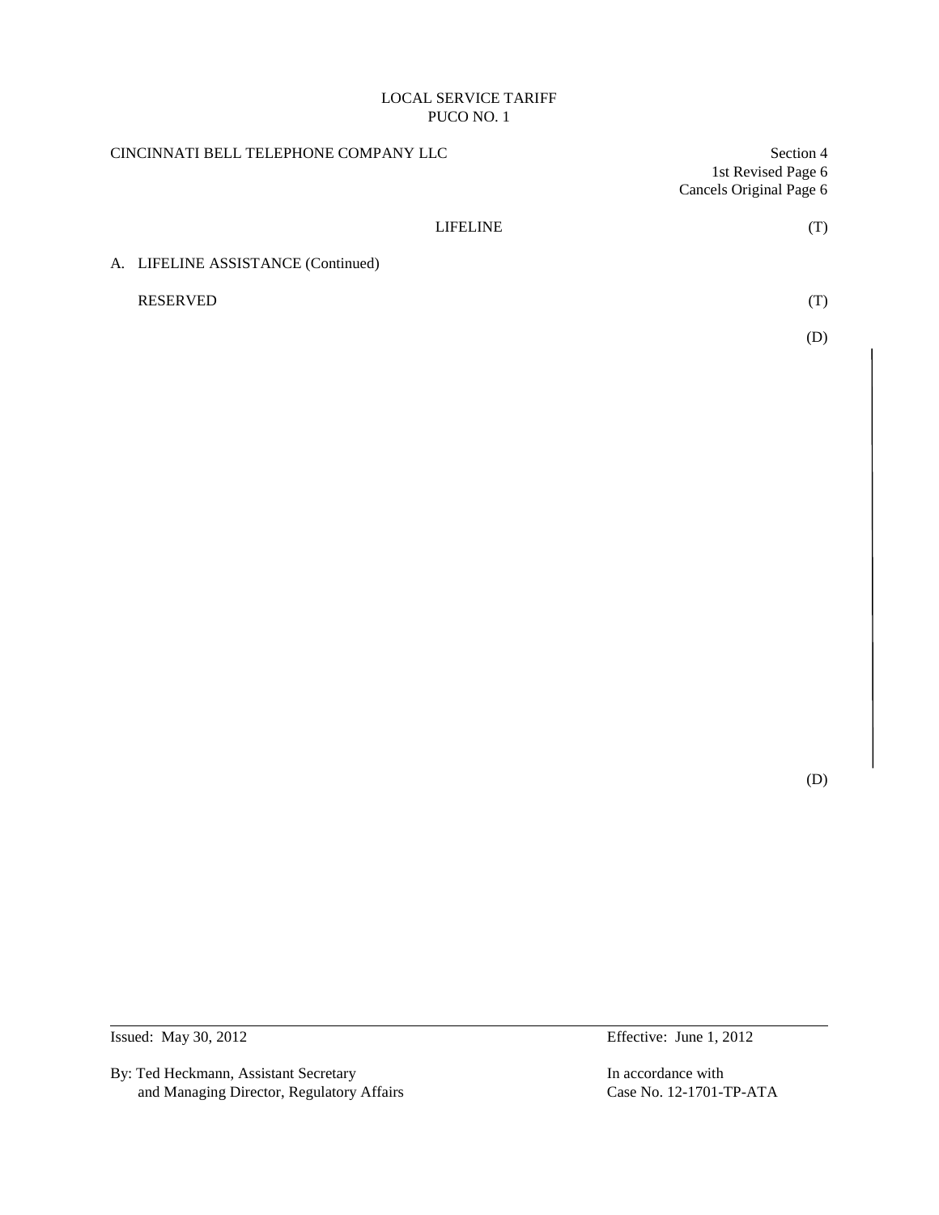LOCAL SERVICE TARIFF
PUCO NO. 1

CINCINNATI BELL TELEPHONE COMPANY LLC

Section 4
1st Revised Page 6
Cancels Original Page 6

LIFELINE (T)

A. LIFELINE ASSISTANCE (Continued)

RESERVED (T)

(D)

(D)

Issued: May 30, 2012

Effective: June 1, 2012

By: Ted Heckmann, Assistant Secretary
and Managing Director, Regulatory Affairs

In accordance with
Case No. 12-1701-TP-ATA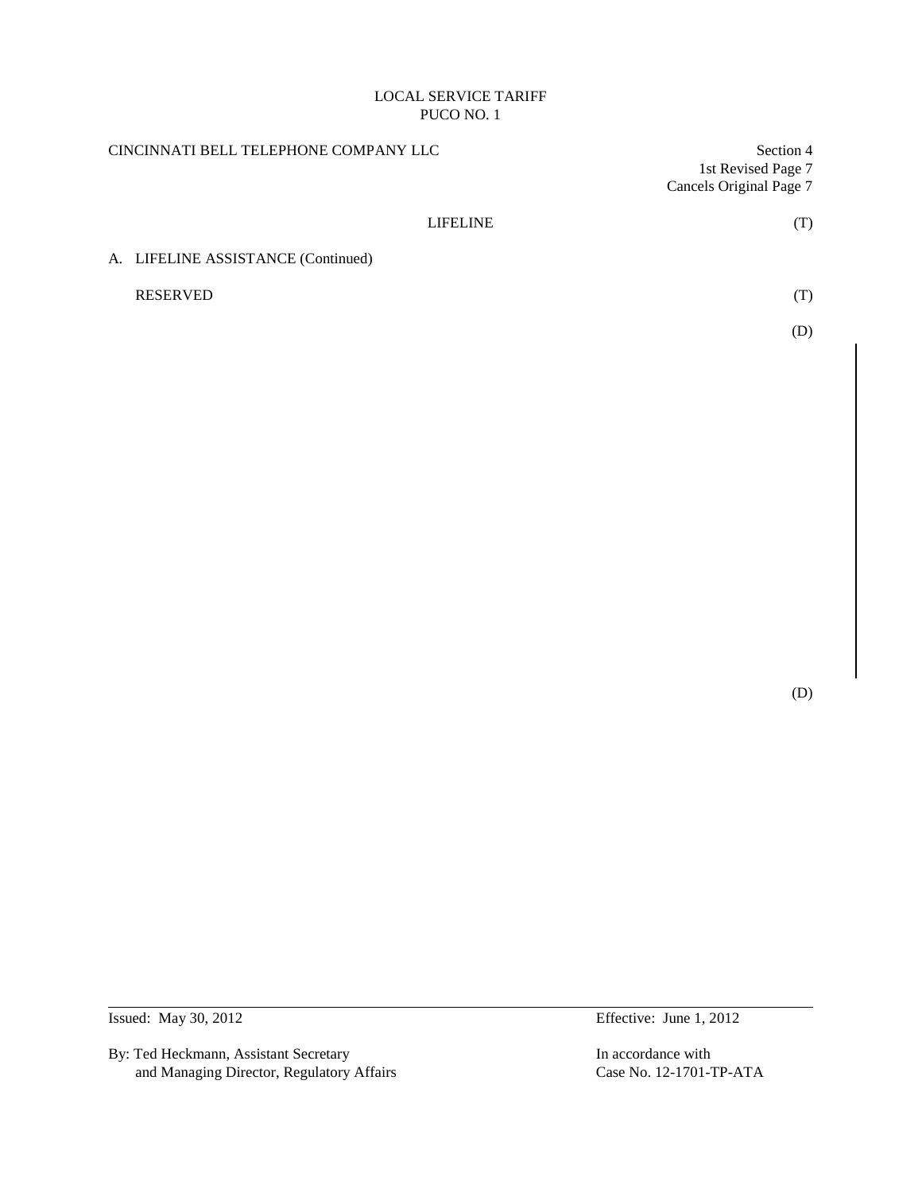LOCAL SERVICE TARIFF
PUCO NO. 1

CINCINNATI BELL TELEPHONE COMPANY LLC

Section 4
1st Revised Page 7
Cancels Original Page 7

LIFELINE (T)

A. LIFELINE ASSISTANCE (Continued)

RESERVED (T)

(D)

(D)

Issued: May 30, 2012

Effective: June 1, 2012

By: Ted Heckmann, Assistant Secretary
and Managing Director, Regulatory Affairs

In accordance with
Case No. 12-1701-TP-ATA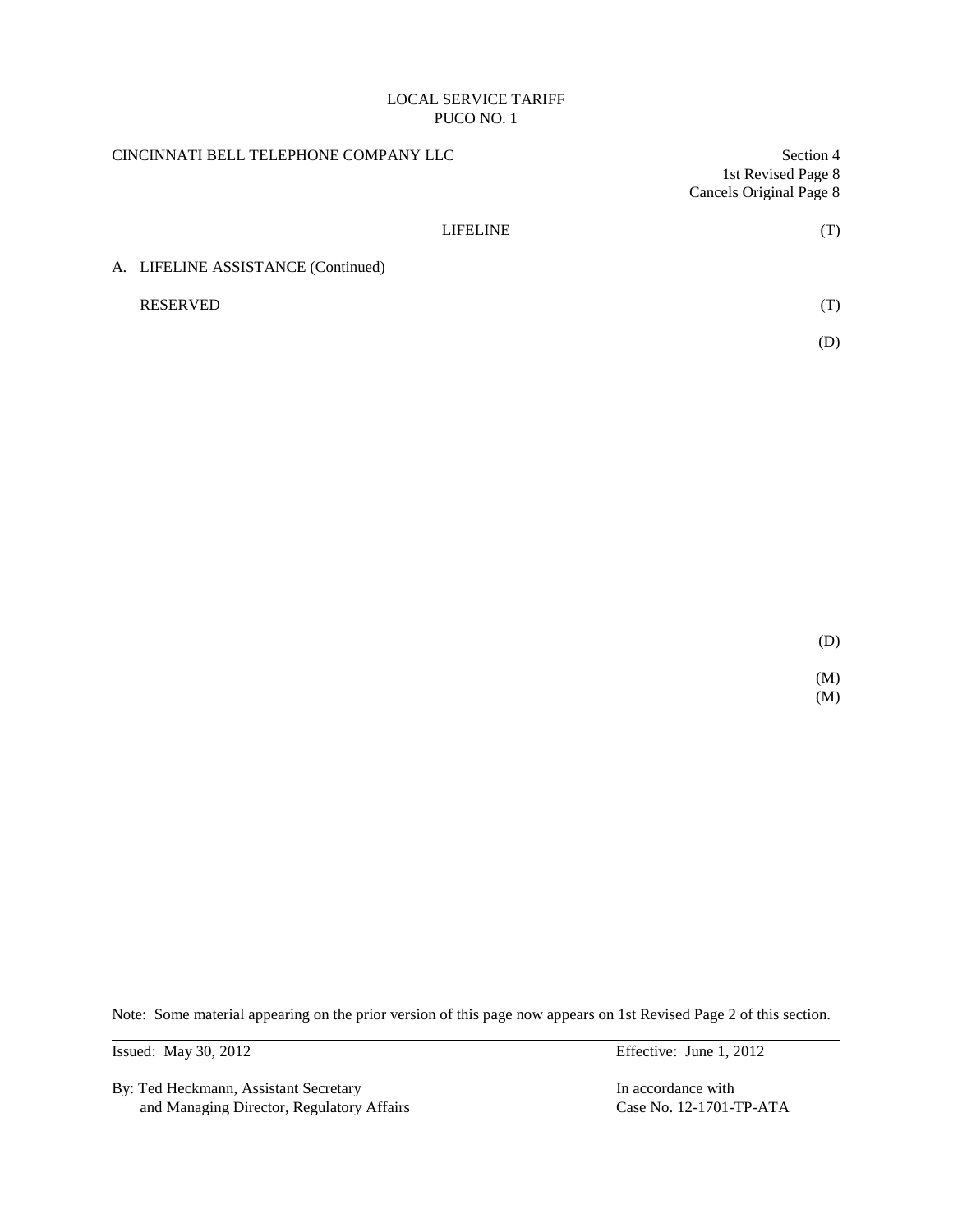LOCAL SERVICE TARIFF
PUCO NO. 1

CINCINNATI BELL TELEPHONE COMPANY LLC

Section 4
1st Revised Page 8
Cancels Original Page 8

LIFELINE (T)

A. LIFELINE ASSISTANCE (Continued)

RESERVED (T)

(D)

(D)

(M)
(M)

Note: Some material appearing on the prior version of this page now appears on 1st Revised Page 2 of this section.

Issued: May 30, 2012

Effective: June 1, 2012

By: Ted Heckmann, Assistant Secretary
and Managing Director, Regulatory Affairs

In accordance with
Case No. 12-1701-TP-ATA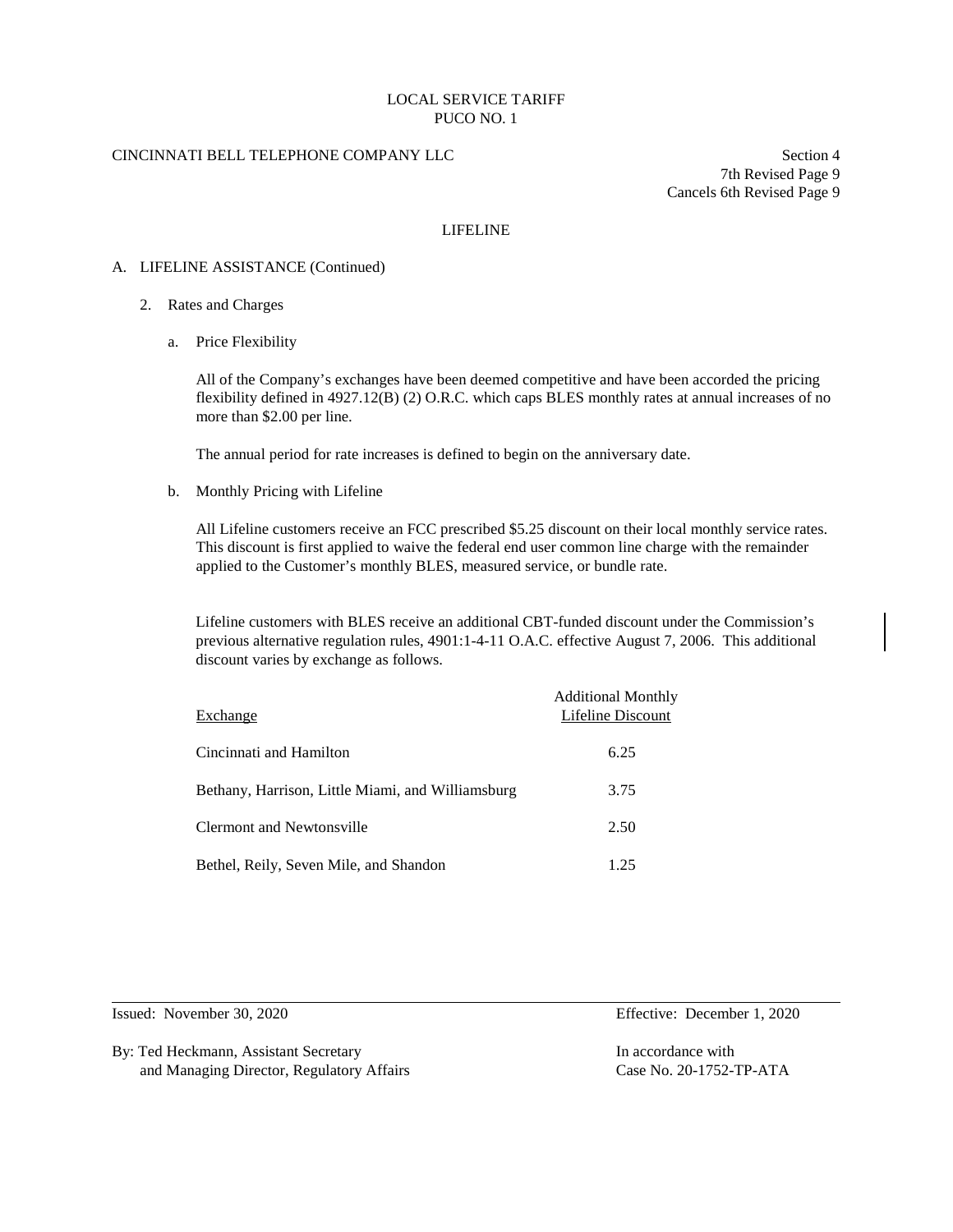LOCAL SERVICE TARIFF
PUCO NO. 1

CINCINNATI BELL TELEPHONE COMPANY LLC

Section 4
7th Revised Page 9
Cancels 6th Revised Page 9

## LIFELINE

A. LIFELINE ASSISTANCE (Continued)

2. Rates and Charges

   a. Price Flexibility

      All of the Company's exchanges have been deemed competitive and have been accorded the pricing flexibility defined in 4927.12(B) (2) O.R.C. which caps BLES monthly rates at annual increases of no more than $2.00 per line.

      The annual period for rate increases is defined to begin on the anniversary date.

   b. Monthly Pricing with Lifeline

      All Lifeline customers receive an FCC prescribed $5.25 discount on their local monthly service rates. This discount is first applied to waive the federal end user common line charge with the remainder applied to the Customer's monthly BLES, measured service, or bundle rate.

      Lifeline customers with BLES receive an additional CBT-funded discount under the Commission's previous alternative regulation rules, 4901:1-4-11 O.A.C. effective August 7, 2006. This additional discount varies by exchange as follows.

| Exchange | Additional Monthly Lifeline Discount |
|---|---|
| Cincinnati and Hamilton | 6.25 |
| Bethany, Harrison, Little Miami, and Williamsburg | 3.75 |
| Clermont and Newtonsville | 2.50 |
| Bethel, Reily, Seven Mile, and Shandon | 1.25 |

Issued: November 30, 2020

Effective: December 1, 2020

By: Ted Heckmann, Assistant Secretary
and Managing Director, Regulatory Affairs

In accordance with
Case No. 20-1752-TP-ATA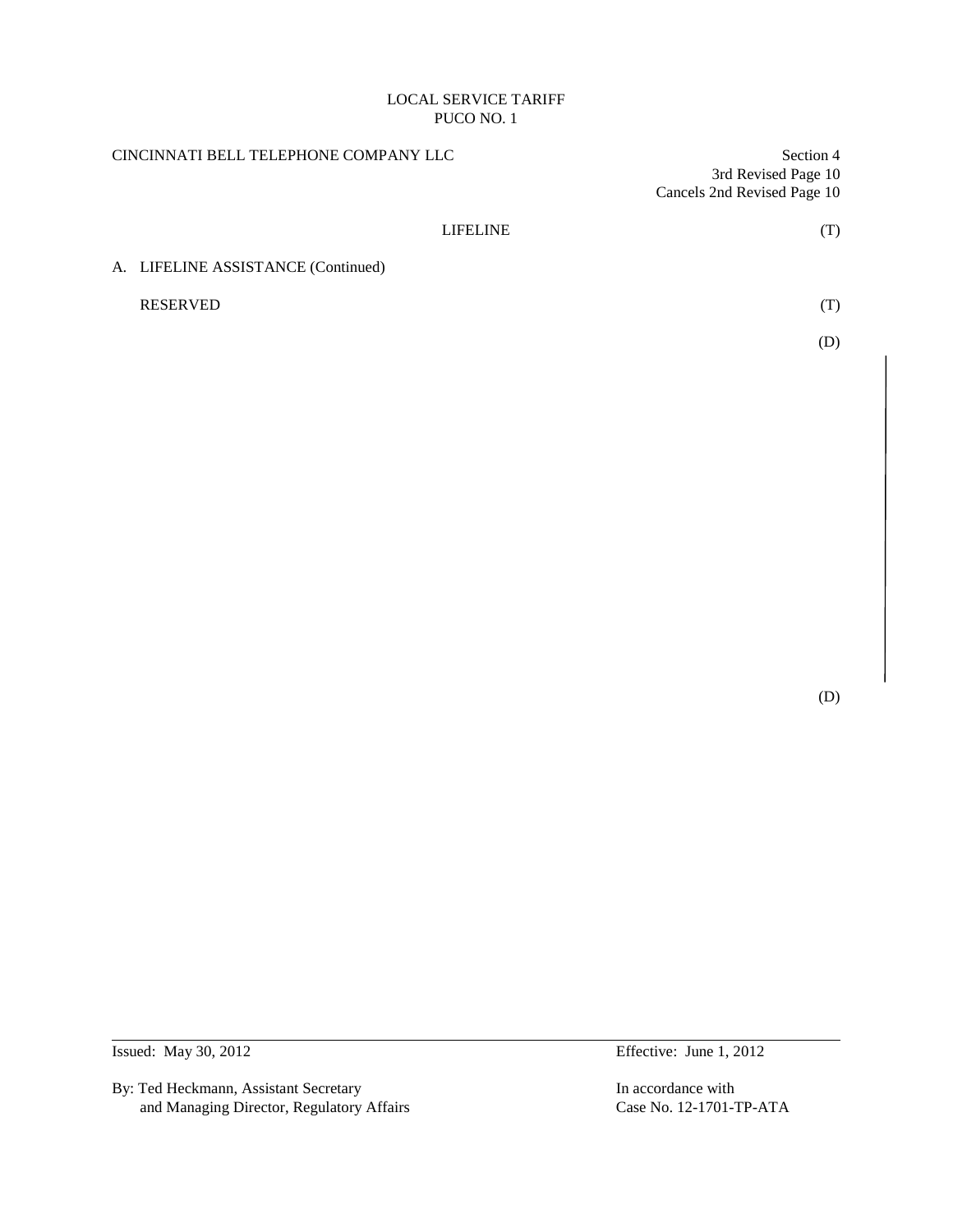LOCAL SERVICE TARIFF
PUCO NO. 1

CINCINNATI BELL TELEPHONE COMPANY LLC

Section 4
3rd Revised Page 10
Cancels 2nd Revised Page 10

LIFELINE (T)

A. LIFELINE ASSISTANCE (Continued)

RESERVED (T)

(D)

(D)

Issued: May 30, 2012

Effective: June 1, 2012

By: Ted Heckmann, Assistant Secretary
and Managing Director, Regulatory Affairs

In accordance with
Case No. 12-1701-TP-ATA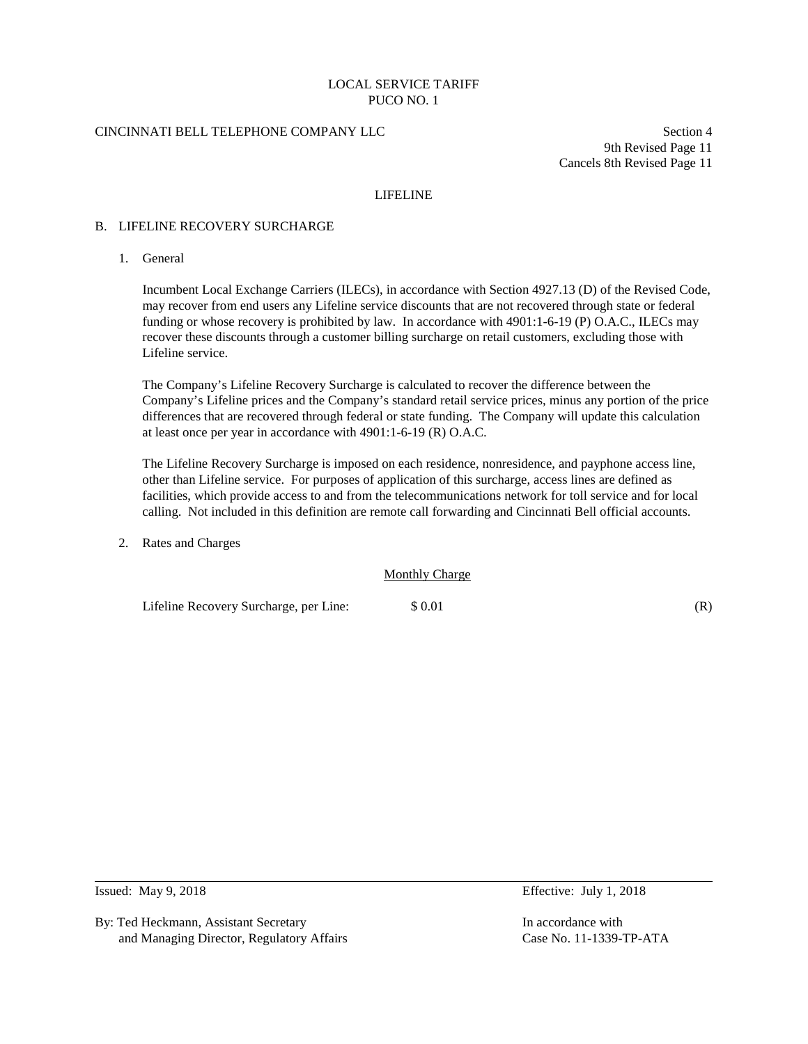LOCAL SERVICE TARIFF
PUCO NO. 1

CINCINNATI BELL TELEPHONE COMPANY LLC

Section 4
9th Revised Page 11
Cancels 8th Revised Page 11

## LIFELINE

### B. LIFELINE RECOVERY SURCHARGE

1. General

   Incumbent Local Exchange Carriers (ILECs), in accordance with Section 4927.13 (D) of the Revised Code, may recover from end users any Lifeline service discounts that are not recovered through state or federal funding or whose recovery is prohibited by law. In accordance with 4901:1-6-19 (P) O.A.C., ILECs may recover these discounts through a customer billing surcharge on retail customers, excluding those with Lifeline service.

   The Company's Lifeline Recovery Surcharge is calculated to recover the difference between the Company's Lifeline prices and the Company's standard retail service prices, minus any portion of the price differences that are recovered through federal or state funding. The Company will update this calculation at least once per year in accordance with 4901:1-6-19 (R) O.A.C.

   The Lifeline Recovery Surcharge is imposed on each residence, nonresidence, and payphone access line, other than Lifeline service. For purposes of application of this surcharge, access lines are defined as facilities, which provide access to and from the telecommunications network for toll service and for local calling. Not included in this definition are remote call forwarding and Cincinnati Bell official accounts.

2. Rates and Charges

| | Monthly Charge | |
|---|---|---|
| Lifeline Recovery Surcharge, per Line: | $ 0.01 | (R) |

Issued: May 9, 2018

Effective: July 1, 2018

By: Ted Heckmann, Assistant Secretary
and Managing Director, Regulatory Affairs

In accordance with
Case No. 11-1339-TP-ATA